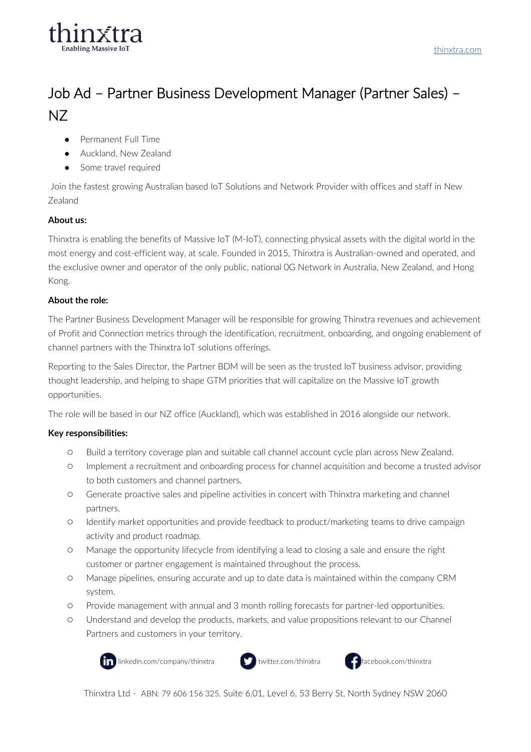# Job Ad – Partner Business Development Manager (Partner Sales) – NZ

- Permanent Full Time
- Auckland, New Zealand
- Some travel required

Join the fastest growing Australian based IoT Solutions and Network Provider with offices and staff in New Zealand

**About us:**

Thinxtra is enabling the benefits of Massive IoT (M-IoT), connecting physical assets with the digital world in the most energy and cost-efficient way, at scale. Founded in 2015, Thinxtra is Australian-owned and operated, and the exclusive owner and operator of the only public, national 0G Network in Australia, New Zealand, and Hong Kong.

**About the role:**

The Partner Business Development Manager will be responsible for growing Thinxtra revenues and achievement of Profit and Connection metrics through the identification, recruitment, onboarding, and ongoing enablement of channel partners with the Thinxtra IoT solutions offerings.

Reporting to the Sales Director, the Partner BDM will be seen as the trusted IoT business advisor, providing thought leadership, and helping to shape GTM priorities that will capitalize on the Massive IoT growth opportunities.

The role will be based in our NZ office (Auckland), which was established in 2016 alongside our network.

**Key responsibilities:**

- Build a territory coverage plan and suitable call channel account cycle plan across New Zealand.
- Implement a recruitment and onboarding process for channel acquisition and become a trusted advisor to both customers and channel partners.
- Generate proactive sales and pipeline activities in concert with Thinxtra marketing and channel partners.
- Identify market opportunities and provide feedback to product/marketing teams to drive campaign activity and product roadmap.
- Manage the opportunity lifecycle from identifying a lead to closing a sale and ensure the right customer or partner engagement is maintained throughout the process.
- Manage pipelines, ensuring accurate and up to date data is maintained within the company CRM system.
- Provide management with annual and 3 month rolling forecasts for partner-led opportunities.
- Understand and develop the products, markets, and value propositions relevant to our Channel Partners and customers in your territory.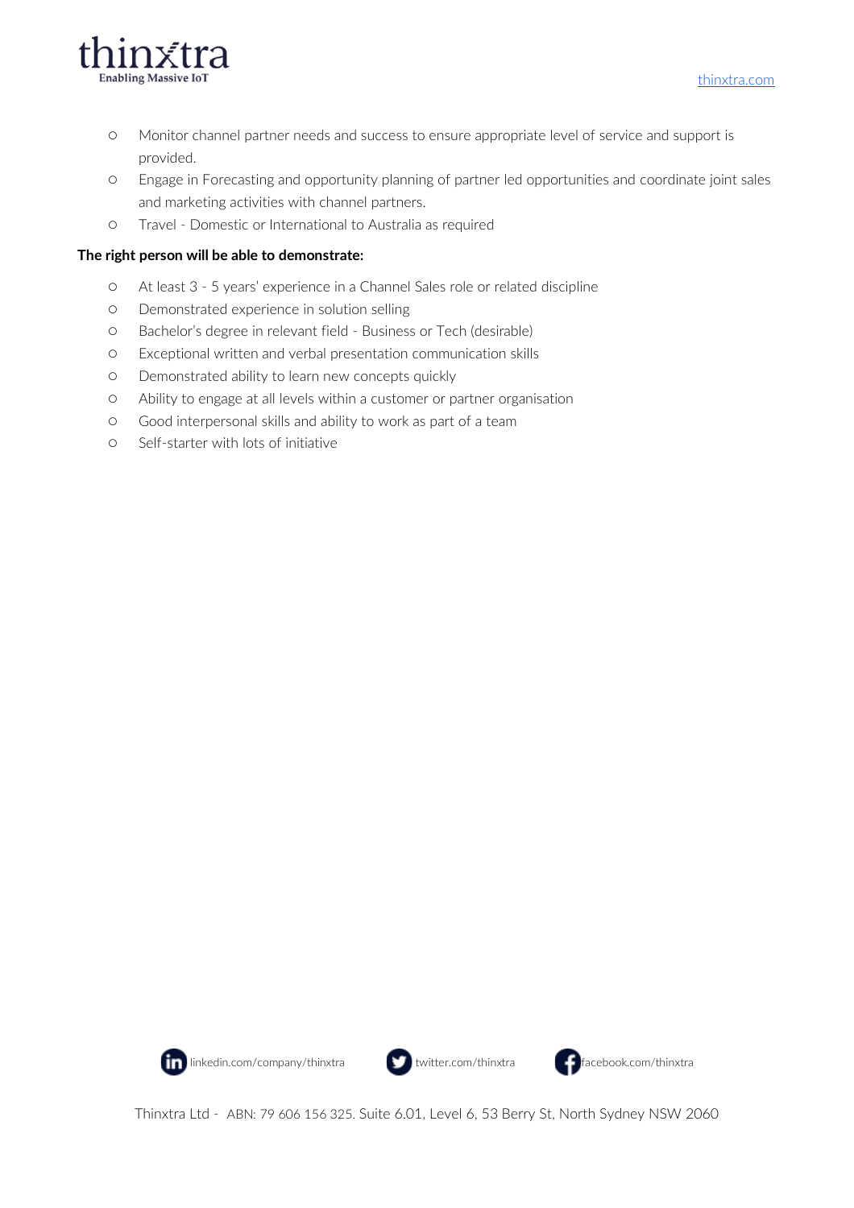- Monitor channel partner needs and success to ensure appropriate level of service and support is provided.
- Engage in Forecasting and opportunity planning of partner led opportunities and coordinate joint sales and marketing activities with channel partners.
- Travel - Domestic or International to Australia as required

**The right person will be able to demonstrate:**

- At least 3 - 5 years' experience in a Channel Sales role or related discipline
- Demonstrated experience in solution selling
- Bachelor's degree in relevant field - Business or Tech (desirable)
- Exceptional written and verbal presentation communication skills
- Demonstrated ability to learn new concepts quickly
- Ability to engage at all levels within a customer or partner organisation
- Good interpersonal skills and ability to work as part of a team
- Self-starter with lots of initiative